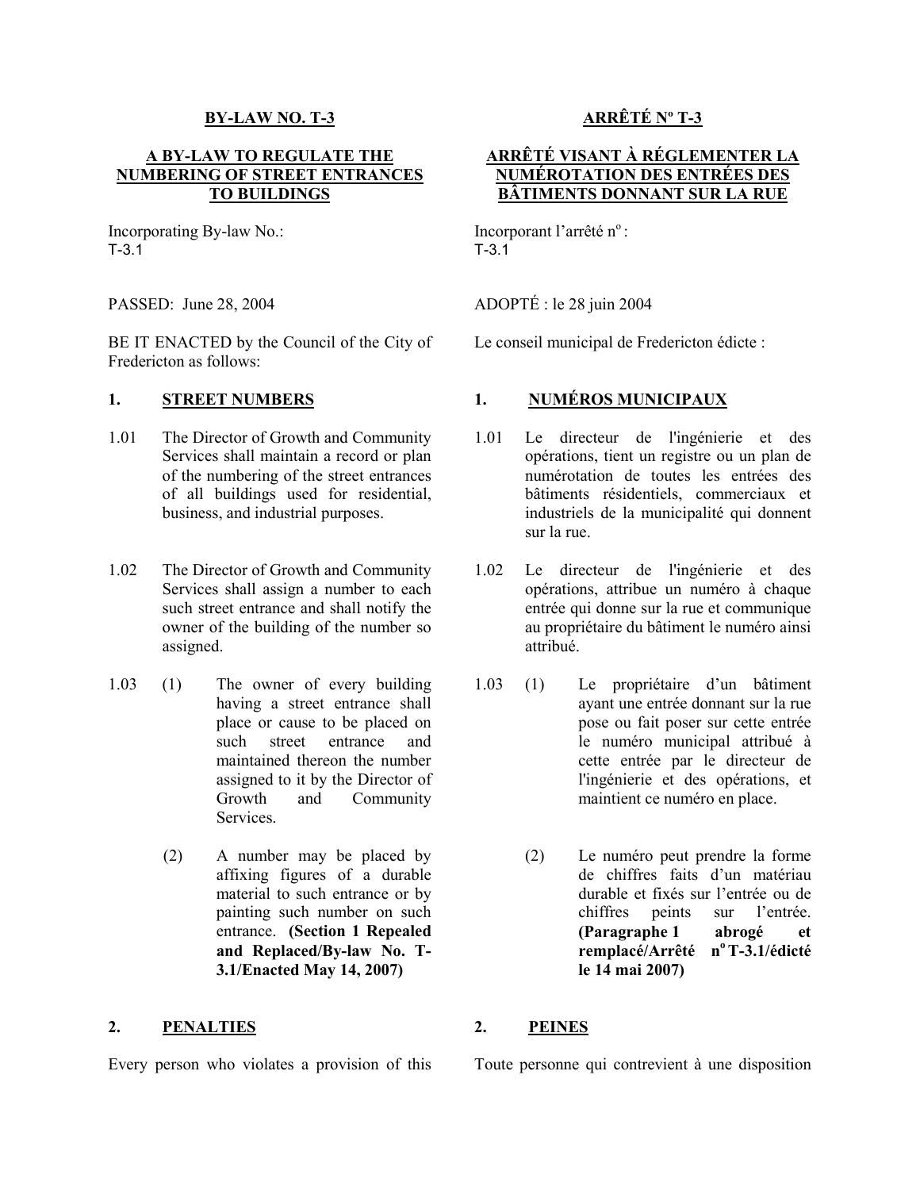**BY-LAW NO. T-3**

**A BY-LAW TO REGULATE THE NUMBERING OF STREET ENTRANCES TO BUILDINGS**

Incorporating By-law No.:
T-3.1

PASSED: June 28, 2004

BE IT ENACTED by the Council of the City of Fredericton as follows:

**1. STREET NUMBERS**

1.01 The Director of Growth and Community Services shall maintain a record or plan of the numbering of the street entrances of all buildings used for residential, business, and industrial purposes.

1.02 The Director of Growth and Community Services shall assign a number to each such street entrance and shall notify the owner of the building of the number so assigned.

1.03 (1) The owner of every building having a street entrance shall place or cause to be placed on such street entrance and maintained thereon the number assigned to it by the Director of Growth and Community Services.

(2) A number may be placed by affixing figures of a durable material to such entrance or by painting such number on such entrance. **(Section 1 Repealed and Replaced/By-law No. T-3.1/Enacted May 14, 2007)**

**2. PENALTIES**

Every person who violates a provision of this

**ARRÊTÉ Nº T-3**

**ARRÊTÉ VISANT À RÉGLEMENTER LA NUMÉROTATION DES ENTRÉES DES BÂTIMENTS DONNANT SUR LA RUE**

Incorporant l'arrêté nº :
T-3.1

ADOPTÉ : le 28 juin 2004

Le conseil municipal de Fredericton édicte :

**1. NUMÉROS MUNICIPAUX**

1.01 Le directeur de l'ingénierie et des opérations, tient un registre ou un plan de numérotation de toutes les entrées des bâtiments résidentiels, commerciaux et industriels de la municipalité qui donnent sur la rue.

1.02 Le directeur de l'ingénierie et des opérations, attribue un numéro à chaque entrée qui donne sur la rue et communique au propriétaire du bâtiment le numéro ainsi attribué.

1.03 (1) Le propriétaire d'un bâtiment ayant une entrée donnant sur la rue pose ou fait poser sur cette entrée le numéro municipal attribué à cette entrée par le directeur de l'ingénierie et des opérations, et maintient ce numéro en place.

(2) Le numéro peut prendre la forme de chiffres faits d'un matériau durable et fixés sur l'entrée ou de chiffres peints sur l'entrée. **(Paragraphe 1 abrogé et remplacé/Arrêté nº T-3.1/édicté le 14 mai 2007)**

**2. PEINES**

Toute personne qui contrevient à une disposition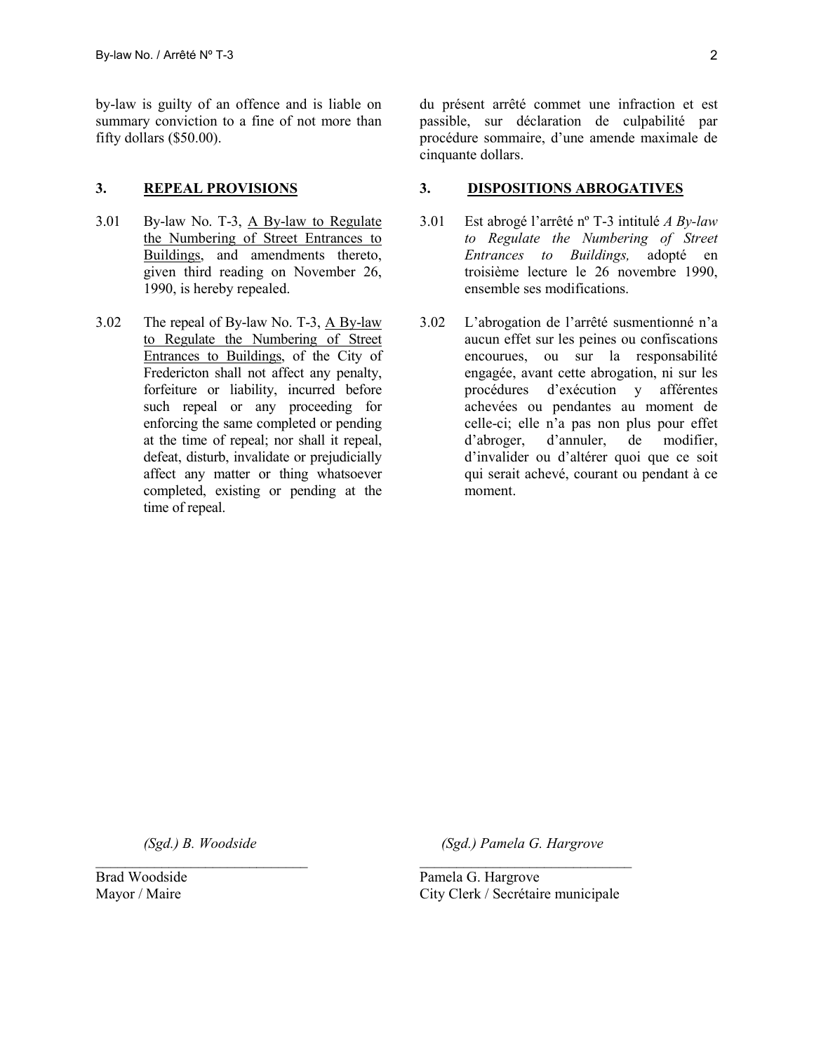by-law is guilty of an offence and is liable on summary conviction to a fine of not more than fifty dollars ($50.00).

du présent arrêté commet une infraction et est passible, sur déclaration de culpabilité par procédure sommaire, d'une amende maximale de cinquante dollars.

## 3. REPEAL PROVISIONS

3.01 By-law No. T-3, A By-law to Regulate the Numbering of Street Entrances to Buildings, and amendments thereto, given third reading on November 26, 1990, is hereby repealed.

3.02 The repeal of By-law No. T-3, A By-law to Regulate the Numbering of Street Entrances to Buildings, of the City of Fredericton shall not affect any penalty, forfeiture or liability, incurred before such repeal or any proceeding for enforcing the same completed or pending at the time of repeal; nor shall it repeal, defeat, disturb, invalidate or prejudicially affect any matter or thing whatsoever completed, existing or pending at the time of repeal.

## 3. DISPOSITIONS ABROGATIVES

3.01 Est abrogé l'arrêté nº T-3 intitulé *A By-law to Regulate the Numbering of Street Entrances to Buildings,* adopté en troisième lecture le 26 novembre 1990, ensemble ses modifications.

3.02 L'abrogation de l'arrêté susmentionné n'a aucun effet sur les peines ou confiscations encourues, ou sur la responsabilité engagée, avant cette abrogation, ni sur les procédures d'exécution y afférentes achevées ou pendantes au moment de celle-ci; elle n'a pas non plus pour effet d'abroger, d'annuler, de modifier, d'invalider ou d'altérer quoi que ce soit qui serait achevé, courant ou pendant à ce moment.

*(Sgd.) B. Woodside*

Brad Woodside
Mayor / Maire

*(Sgd.) Pamela G. Hargrove*

Pamela G. Hargrove
City Clerk / Secrétaire municipale